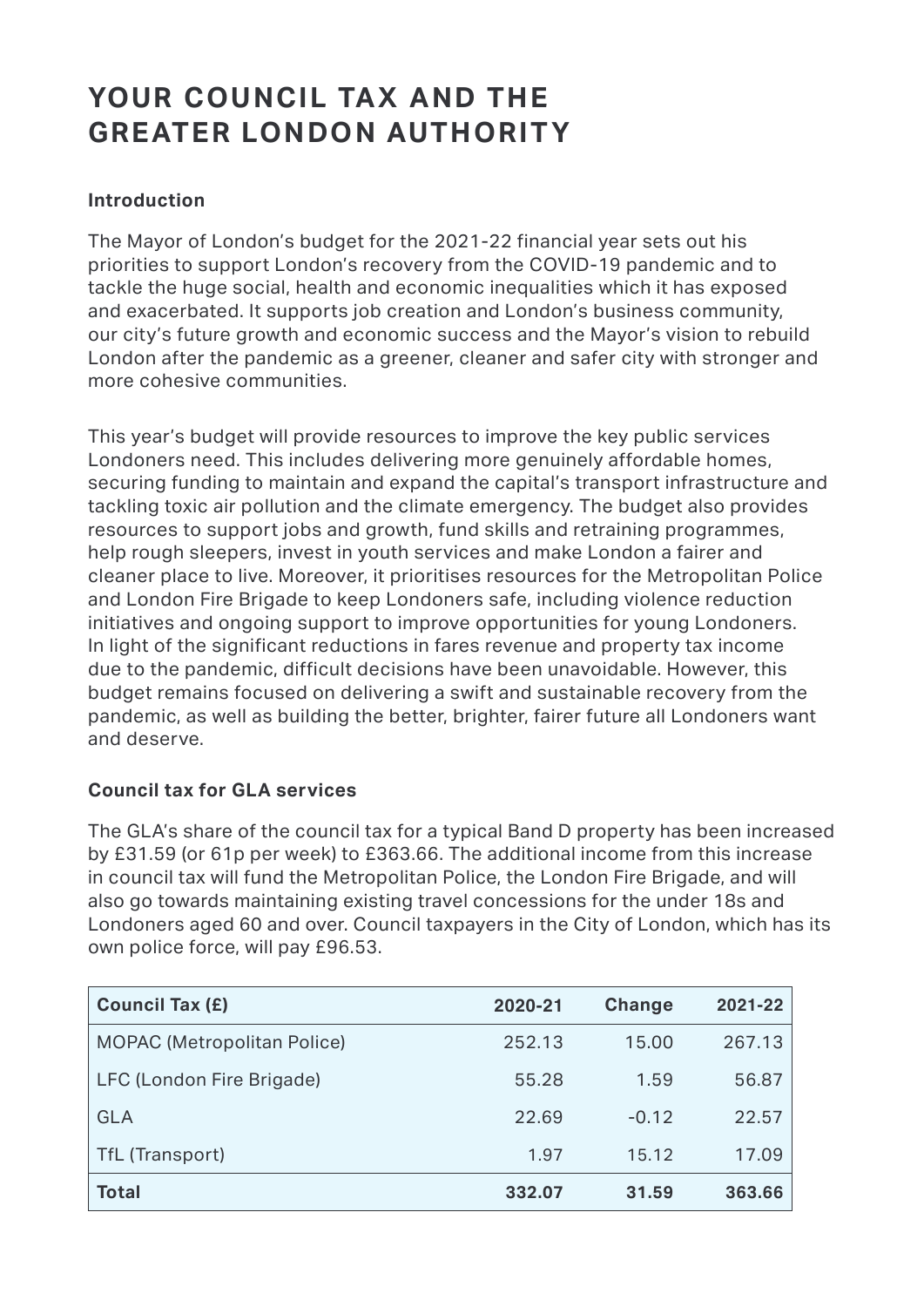# YOUR COUNCIL TAX AND THE GREATER LONDON AUTHORITY

### Introduction

The Mayor of London's budget for the 2021-22 financial year sets out his priorities to support London's recovery from the COVID-19 pandemic and to tackle the huge social, health and economic inequalities which it has exposed and exacerbated. It supports job creation and London's business community, our city's future growth and economic success and the Mayor's vision to rebuild London after the pandemic as a greener, cleaner and safer city with stronger and more cohesive communities.

This year's budget will provide resources to improve the key public services Londoners need. This includes delivering more genuinely affordable homes, securing funding to maintain and expand the capital's transport infrastructure and tackling toxic air pollution and the climate emergency. The budget also provides resources to support jobs and growth, fund skills and retraining programmes, help rough sleepers, invest in youth services and make London a fairer and cleaner place to live. Moreover, it prioritises resources for the Metropolitan Police and London Fire Brigade to keep Londoners safe, including violence reduction initiatives and ongoing support to improve opportunities for young Londoners. In light of the significant reductions in fares revenue and property tax income due to the pandemic, difficult decisions have been unavoidable. However, this budget remains focused on delivering a swift and sustainable recovery from the pandemic, as well as building the better, brighter, fairer future all Londoners want and deserve.

### Council tax for GLA services

The GLA's share of the council tax for a typical Band D property has been increased by £31.59 (or 61p per week) to £363.66. The additional income from this increase in council tax will fund the Metropolitan Police, the London Fire Brigade, and will also go towards maintaining existing travel concessions for the under 18s and Londoners aged 60 and over. Council taxpayers in the City of London, which has its own police force, will pay £96.53.

| Council Tax (£) | 2020-21 | Change | 2021-22 |
|---|---|---|---|
| MOPAC (Metropolitan Police) | 252.13 | 15.00 | 267.13 |
| LFC (London Fire Brigade) | 55.28 | 1.59 | 56.87 |
| GLA | 22.69 | -0.12 | 22.57 |
| TfL (Transport) | 1.97 | 15.12 | 17.09 |
| **Total** | **332.07** | **31.59** | **363.66** |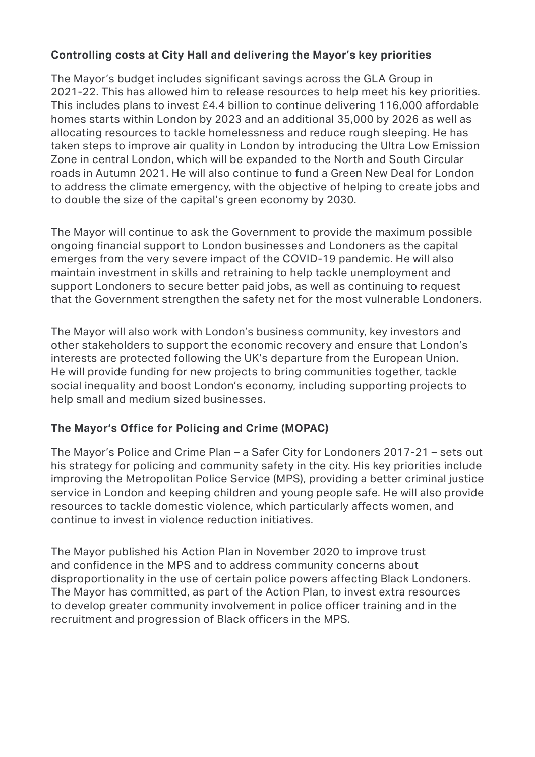## Controlling costs at City Hall and delivering the Mayor's key priorities

The Mayor's budget includes significant savings across the GLA Group in 2021-22. This has allowed him to release resources to help meet his key priorities. This includes plans to invest £4.4 billion to continue delivering 116,000 affordable homes starts within London by 2023 and an additional 35,000 by 2026 as well as allocating resources to tackle homelessness and reduce rough sleeping. He has taken steps to improve air quality in London by introducing the Ultra Low Emission Zone in central London, which will be expanded to the North and South Circular roads in Autumn 2021. He will also continue to fund a Green New Deal for London to address the climate emergency, with the objective of helping to create jobs and to double the size of the capital's green economy by 2030.

The Mayor will continue to ask the Government to provide the maximum possible ongoing financial support to London businesses and Londoners as the capital emerges from the very severe impact of the COVID-19 pandemic. He will also maintain investment in skills and retraining to help tackle unemployment and support Londoners to secure better paid jobs, as well as continuing to request that the Government strengthen the safety net for the most vulnerable Londoners.

The Mayor will also work with London's business community, key investors and other stakeholders to support the economic recovery and ensure that London's interests are protected following the UK's departure from the European Union. He will provide funding for new projects to bring communities together, tackle social inequality and boost London's economy, including supporting projects to help small and medium sized businesses.

## The Mayor's Office for Policing and Crime (MOPAC)

The Mayor's Police and Crime Plan – a Safer City for Londoners 2017-21 – sets out his strategy for policing and community safety in the city. His key priorities include improving the Metropolitan Police Service (MPS), providing a better criminal justice service in London and keeping children and young people safe. He will also provide resources to tackle domestic violence, which particularly affects women, and continue to invest in violence reduction initiatives.

The Mayor published his Action Plan in November 2020 to improve trust and confidence in the MPS and to address community concerns about disproportionality in the use of certain police powers affecting Black Londoners. The Mayor has committed, as part of the Action Plan, to invest extra resources to develop greater community involvement in police officer training and in the recruitment and progression of Black officers in the MPS.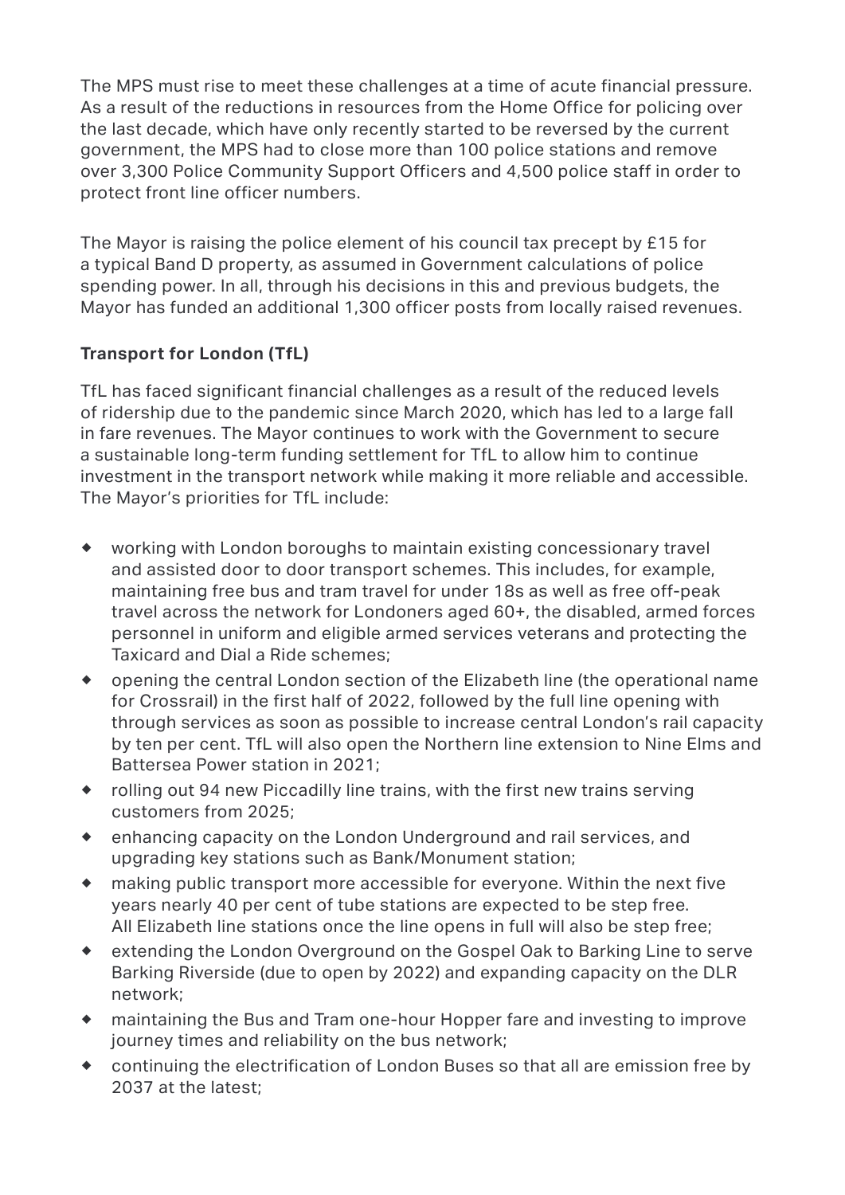The MPS must rise to meet these challenges at a time of acute financial pressure. As a result of the reductions in resources from the Home Office for policing over the last decade, which have only recently started to be reversed by the current government, the MPS had to close more than 100 police stations and remove over 3,300 Police Community Support Officers and 4,500 police staff in order to protect front line officer numbers.

The Mayor is raising the police element of his council tax precept by £15 for a typical Band D property, as assumed in Government calculations of police spending power. In all, through his decisions in this and previous budgets, the Mayor has funded an additional 1,300 officer posts from locally raised revenues.

**Transport for London (TfL)**

TfL has faced significant financial challenges as a result of the reduced levels of ridership due to the pandemic since March 2020, which has led to a large fall in fare revenues. The Mayor continues to work with the Government to secure a sustainable long-term funding settlement for TfL to allow him to continue investment in the transport network while making it more reliable and accessible. The Mayor's priorities for TfL include:

- working with London boroughs to maintain existing concessionary travel and assisted door to door transport schemes. This includes, for example, maintaining free bus and tram travel for under 18s as well as free off-peak travel across the network for Londoners aged 60+, the disabled, armed forces personnel in uniform and eligible armed services veterans and protecting the Taxicard and Dial a Ride schemes;
- opening the central London section of the Elizabeth line (the operational name for Crossrail) in the first half of 2022, followed by the full line opening with through services as soon as possible to increase central London's rail capacity by ten per cent. TfL will also open the Northern line extension to Nine Elms and Battersea Power station in 2021;
- rolling out 94 new Piccadilly line trains, with the first new trains serving customers from 2025;
- enhancing capacity on the London Underground and rail services, and upgrading key stations such as Bank/Monument station;
- making public transport more accessible for everyone. Within the next five years nearly 40 per cent of tube stations are expected to be step free. All Elizabeth line stations once the line opens in full will also be step free;
- extending the London Overground on the Gospel Oak to Barking Line to serve Barking Riverside (due to open by 2022) and expanding capacity on the DLR network;
- maintaining the Bus and Tram one-hour Hopper fare and investing to improve journey times and reliability on the bus network;
- continuing the electrification of London Buses so that all are emission free by 2037 at the latest;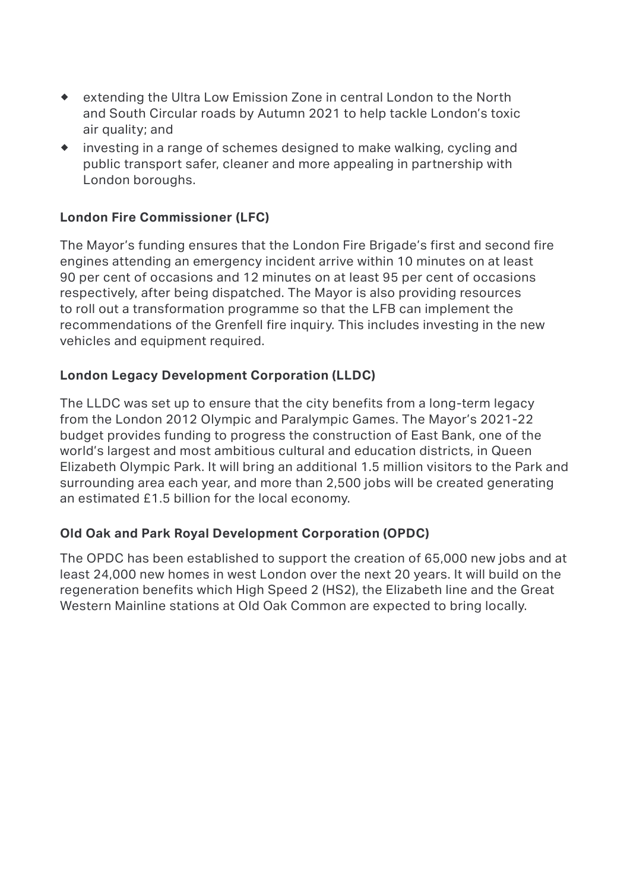- extending the Ultra Low Emission Zone in central London to the North and South Circular roads by Autumn 2021 to help tackle London's toxic air quality; and
- investing in a range of schemes designed to make walking, cycling and public transport safer, cleaner and more appealing in partnership with London boroughs.

**London Fire Commissioner (LFC)**

The Mayor's funding ensures that the London Fire Brigade's first and second fire engines attending an emergency incident arrive within 10 minutes on at least 90 per cent of occasions and 12 minutes on at least 95 per cent of occasions respectively, after being dispatched. The Mayor is also providing resources to roll out a transformation programme so that the LFB can implement the recommendations of the Grenfell fire inquiry. This includes investing in the new vehicles and equipment required.

**London Legacy Development Corporation (LLDC)**

The LLDC was set up to ensure that the city benefits from a long-term legacy from the London 2012 Olympic and Paralympic Games. The Mayor's 2021-22 budget provides funding to progress the construction of East Bank, one of the world's largest and most ambitious cultural and education districts, in Queen Elizabeth Olympic Park. It will bring an additional 1.5 million visitors to the Park and surrounding area each year, and more than 2,500 jobs will be created generating an estimated £1.5 billion for the local economy.

**Old Oak and Park Royal Development Corporation (OPDC)**

The OPDC has been established to support the creation of 65,000 new jobs and at least 24,000 new homes in west London over the next 20 years. It will build on the regeneration benefits which High Speed 2 (HS2), the Elizabeth line and the Great Western Mainline stations at Old Oak Common are expected to bring locally.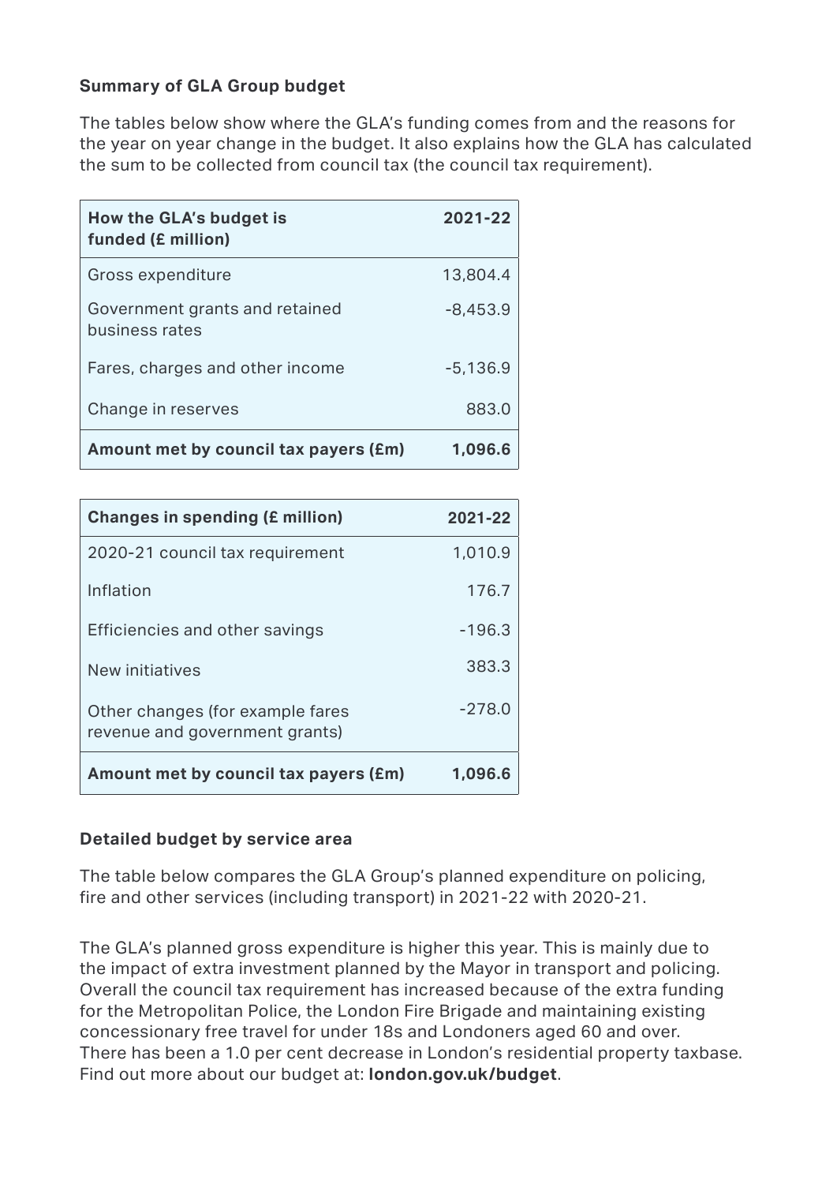**Summary of GLA Group budget**

The tables below show where the GLA's funding comes from and the reasons for the year on year change in the budget. It also explains how the GLA has calculated the sum to be collected from council tax (the council tax requirement).

| How the GLA's budget is funded (£ million) | 2021-22 |
|---|---|
| Gross expenditure | 13,804.4 |
| Government grants and retained business rates | -8,453.9 |
| Fares, charges and other income | -5,136.9 |
| Change in reserves | 883.0 |
| **Amount met by council tax payers (£m)** | **1,096.6** |

| Changes in spending (£ million) | 2021-22 |
|---|---|
| 2020-21 council tax requirement | 1,010.9 |
| Inflation | 176.7 |
| Efficiencies and other savings | -196.3 |
| New initiatives | 383.3 |
| Other changes (for example fares revenue and government grants) | -278.0 |
| **Amount met by council tax payers (£m)** | **1,096.6** |

**Detailed budget by service area**

The table below compares the GLA Group's planned expenditure on policing, fire and other services (including transport) in 2021-22 with 2020-21.

The GLA's planned gross expenditure is higher this year. This is mainly due to the impact of extra investment planned by the Mayor in transport and policing. Overall the council tax requirement has increased because of the extra funding for the Metropolitan Police, the London Fire Brigade and maintaining existing concessionary free travel for under 18s and Londoners aged 60 and over. There has been a 1.0 per cent decrease in London's residential property taxbase. Find out more about our budget at: **london.gov.uk/budget**.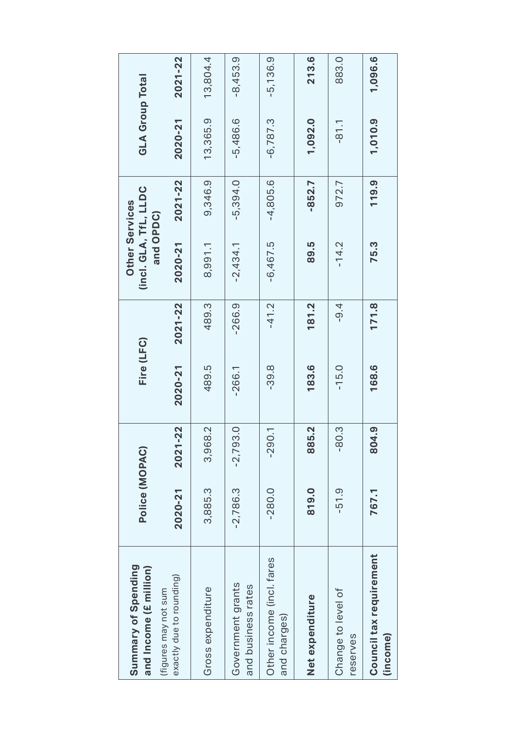| Summary of Spending and Income (£ million) (figures may not sum exactly due to rounding) | Police (MOPAC) | | Fire (LFC) | | Other Services (incl. GLA, TfL, LLDC and OPDC) | | GLA Group Total | |
|---|---|---|---|---|---|---|---|---|
| | 2020-21 | 2021-22 | 2020-21 | 2021-22 | 2020-21 | 2021-22 | 2020-21 | 2021-22 |
| Gross expenditure | 3,885.3 | 3,968.2 | 489.5 | 489.3 | 8,991.1 | 9,346.9 | 13,365.9 | 13,804.4 |
| Government grants and business rates | -2,786.3 | -2,793.0 | -266.1 | -266.9 | -2,434.1 | -5,394.0 | -5,486.6 | -8,453.9 |
| Other income (incl. fares and charges) | -280.0 | -290.1 | -39.8 | -41.2 | -6,467.5 | -4,805.6 | -6,787.3 | -5,136.9 |
| **Net expenditure** | **819.0** | **885.2** | **183.6** | **181.2** | **89.5** | **-852.7** | **1,092.0** | **213.6** |
| Change to level of reserves | -51.9 | -80.3 | -15.0 | -9.4 | -14.2 | 972.7 | -81.1 | 883.0 |
| **Council tax requirement (income)** | **767.1** | **804.9** | **168.6** | **171.8** | **75.3** | **119.9** | **1,010.9** | **1,096.6** |